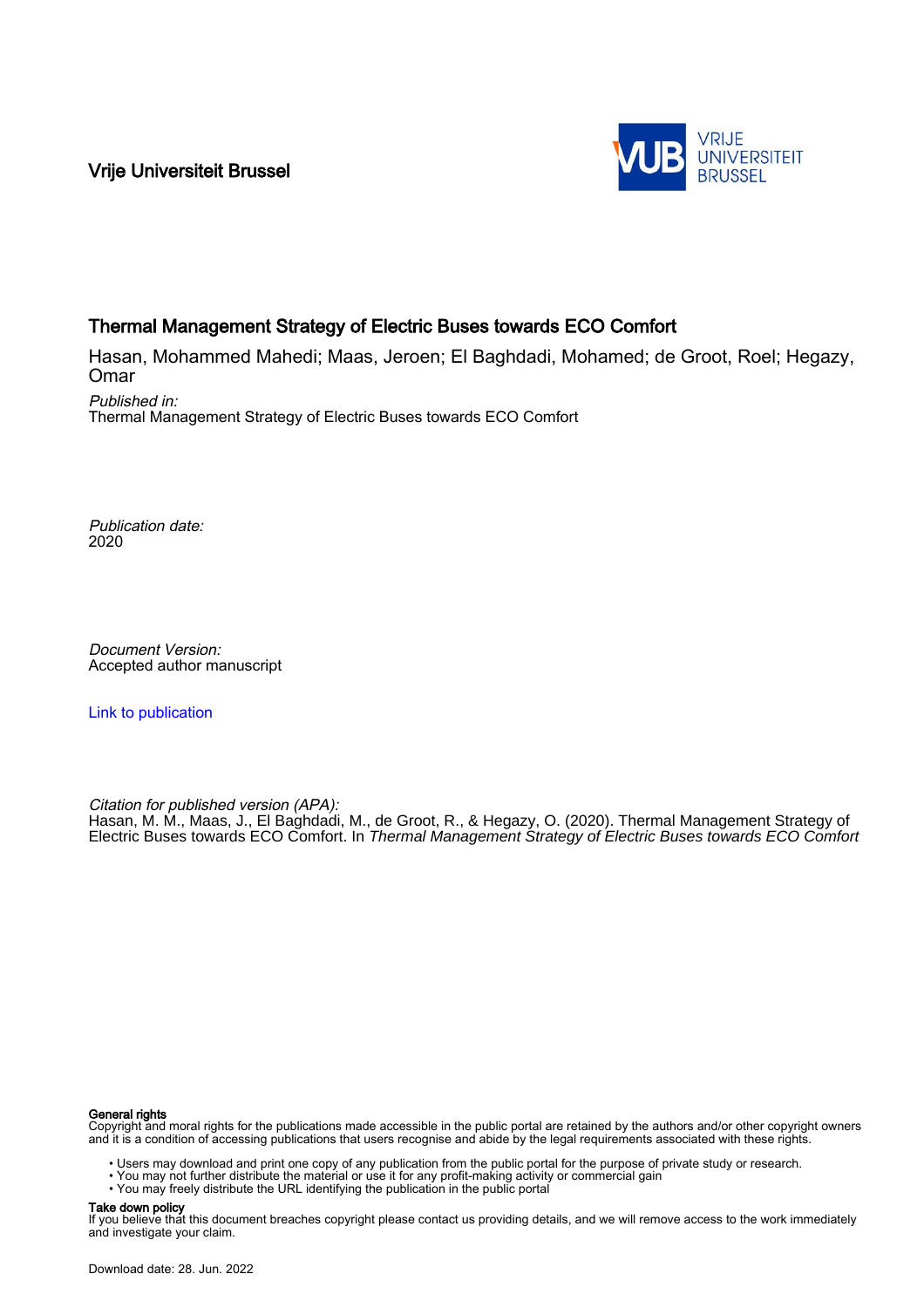Vrije Universiteit Brussel

# Thermal Management Strategy of Electric Buses towards ECO Comfort

Hasan, Mohammed Mahedi; Maas, Jeroen; El Baghdadi, Mohamed; de Groot, Roel; Hegazy, Omar

*Published in:*
Thermal Management Strategy of Electric Buses towards ECO Comfort

*Publication date:*
2020

*Document Version:*
Accepted author manuscript

Link to publication

*Citation for published version (APA):*
Hasan, M. M., Maas, J., El Baghdadi, M., de Groot, R., & Hegazy, O. (2020). Thermal Management Strategy of Electric Buses towards ECO Comfort. In *Thermal Management Strategy of Electric Buses towards ECO Comfort*

**General rights**
Copyright and moral rights for the publications made accessible in the public portal are retained by the authors and/or other copyright owners and it is a condition of accessing publications that users recognise and abide by the legal requirements associated with these rights.

- Users may download and print one copy of any publication from the public portal for the purpose of private study or research.
- You may not further distribute the material or use it for any profit-making activity or commercial gain
- You may freely distribute the URL identifying the publication in the public portal

**Take down policy**
If you believe that this document breaches copyright please contact us providing details, and we will remove access to the work immediately and investigate your claim.

Download date: 28. Jun. 2022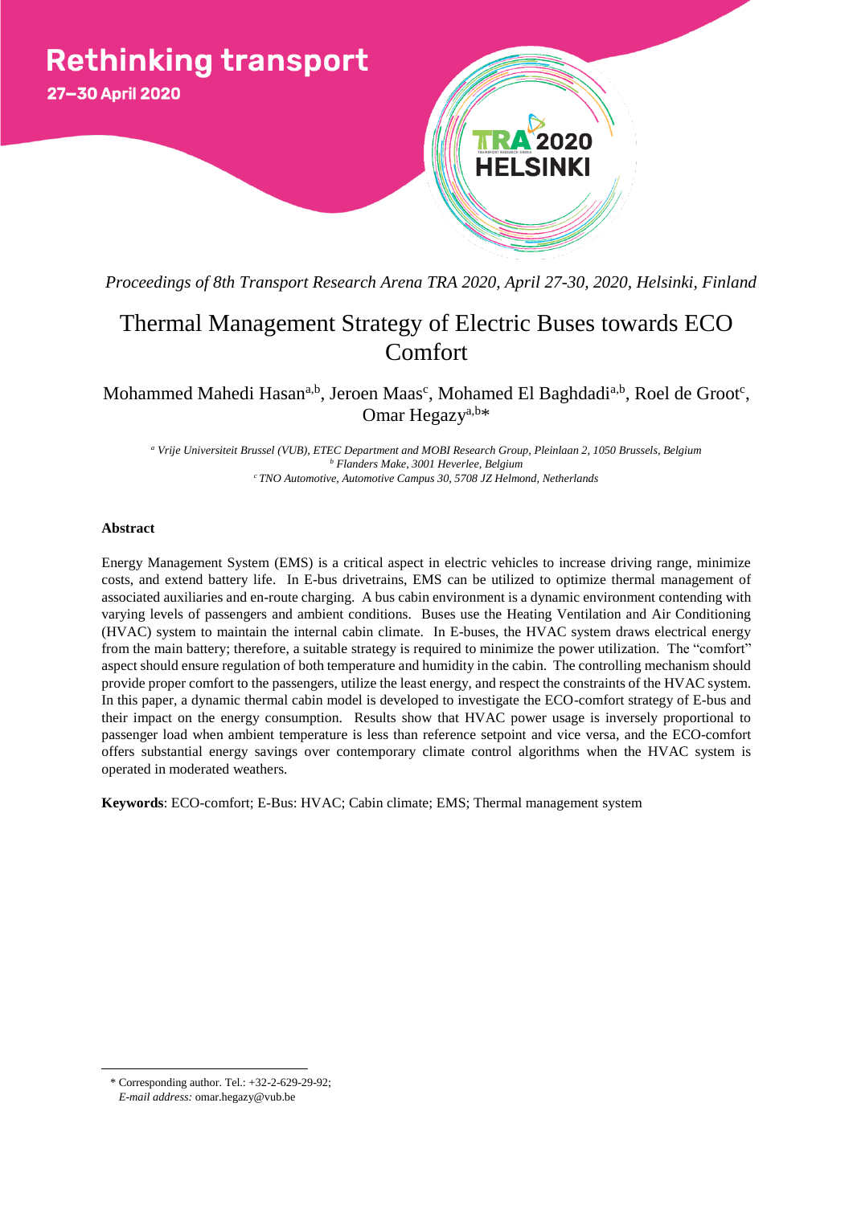Proceedings of 8th Transport Research Arena TRA 2020, April 27-30, 2020, Helsinki, Finland

# Thermal Management Strategy of Electric Buses towards ECO Comfort

Mohammed Mahedi Hasan[a,b], Jeroen Maas[c], Mohamed El Baghdadi[a,b], Roel de Groot[c], Omar Hegazy[a,b]*

[a] Vrije Universiteit Brussel (VUB), ETEC Department and MOBI Research Group, Pleinlaan 2, 1050 Brussels, Belgium
[b] Flanders Make, 3001 Heverlee, Belgium
[c] TNO Automotive, Automotive Campus 30, 5708 JZ Helmond, Netherlands

## Abstract

Energy Management System (EMS) is a critical aspect in electric vehicles to increase driving range, minimize costs, and extend battery life. In E-bus drivetrains, EMS can be utilized to optimize thermal management of associated auxiliaries and en-route charging. A bus cabin environment is a dynamic environment contending with varying levels of passengers and ambient conditions. Buses use the Heating Ventilation and Air Conditioning (HVAC) system to maintain the internal cabin climate. In E-buses, the HVAC system draws electrical energy from the main battery; therefore, a suitable strategy is required to minimize the power utilization. The "comfort" aspect should ensure regulation of both temperature and humidity in the cabin. The controlling mechanism should provide proper comfort to the passengers, utilize the least energy, and respect the constraints of the HVAC system. In this paper, a dynamic thermal cabin model is developed to investigate the ECO-comfort strategy of E-bus and their impact on the energy consumption. Results show that HVAC power usage is inversely proportional to passenger load when ambient temperature is less than reference setpoint and vice versa, and the ECO-comfort offers substantial energy savings over contemporary climate control algorithms when the HVAC system is operated in moderated weathers.

**Keywords**: ECO-comfort; E-Bus: HVAC; Cabin climate; EMS; Thermal management system

---

* Corresponding author. Tel.: +32-2-629-29-92;
*E-mail address:* omar.hegazy@vub.be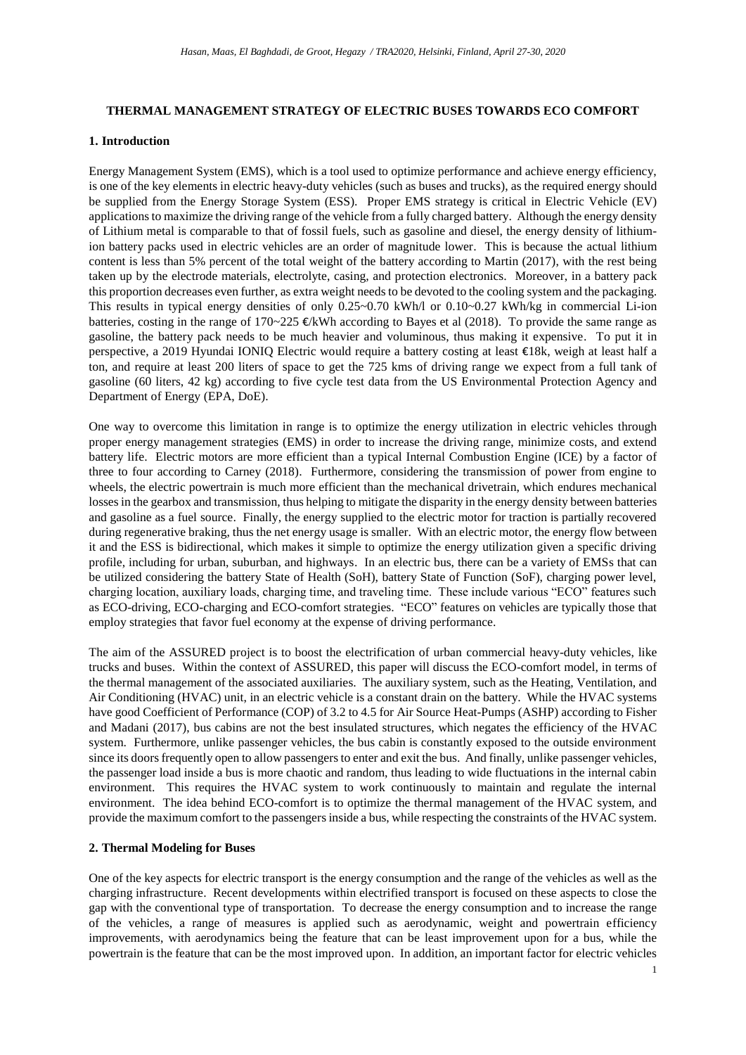**THERMAL MANAGEMENT STRATEGY OF ELECTRIC BUSES TOWARDS ECO COMFORT**

## 1. Introduction

Energy Management System (EMS), which is a tool used to optimize performance and achieve energy efficiency, is one of the key elements in electric heavy-duty vehicles (such as buses and trucks), as the required energy should be supplied from the Energy Storage System (ESS). Proper EMS strategy is critical in Electric Vehicle (EV) applications to maximize the driving range of the vehicle from a fully charged battery. Although the energy density of Lithium metal is comparable to that of fossil fuels, such as gasoline and diesel, the energy density of lithium-ion battery packs used in electric vehicles are an order of magnitude lower. This is because the actual lithium content is less than 5% percent of the total weight of the battery according to Martin (2017), with the rest being taken up by the electrode materials, electrolyte, casing, and protection electronics. Moreover, in a battery pack this proportion decreases even further, as extra weight needs to be devoted to the cooling system and the packaging. This results in typical energy densities of only 0.25~0.70 kWh/l or 0.10~0.27 kWh/kg in commercial Li-ion batteries, costing in the range of 170~225 €/kWh according to Bayes et al (2018). To provide the same range as gasoline, the battery pack needs to be much heavier and voluminous, thus making it expensive. To put it in perspective, a 2019 Hyundai IONIQ Electric would require a battery costing at least €18k, weigh at least half a ton, and require at least 200 liters of space to get the 725 kms of driving range we expect from a full tank of gasoline (60 liters, 42 kg) according to five cycle test data from the US Environmental Protection Agency and Department of Energy (EPA, DoE).

One way to overcome this limitation in range is to optimize the energy utilization in electric vehicles through proper energy management strategies (EMS) in order to increase the driving range, minimize costs, and extend battery life. Electric motors are more efficient than a typical Internal Combustion Engine (ICE) by a factor of three to four according to Carney (2018). Furthermore, considering the transmission of power from engine to wheels, the electric powertrain is much more efficient than the mechanical drivetrain, which endures mechanical losses in the gearbox and transmission, thus helping to mitigate the disparity in the energy density between batteries and gasoline as a fuel source. Finally, the energy supplied to the electric motor for traction is partially recovered during regenerative braking, thus the net energy usage is smaller. With an electric motor, the energy flow between it and the ESS is bidirectional, which makes it simple to optimize the energy utilization given a specific driving profile, including for urban, suburban, and highways. In an electric bus, there can be a variety of EMSs that can be utilized considering the battery State of Health (SoH), battery State of Function (SoF), charging power level, charging location, auxiliary loads, charging time, and traveling time. These include various "ECO" features such as ECO-driving, ECO-charging and ECO-comfort strategies. "ECO" features on vehicles are typically those that employ strategies that favor fuel economy at the expense of driving performance.

The aim of the ASSURED project is to boost the electrification of urban commercial heavy-duty vehicles, like trucks and buses. Within the context of ASSURED, this paper will discuss the ECO-comfort model, in terms of the thermal management of the associated auxiliaries. The auxiliary system, such as the Heating, Ventilation, and Air Conditioning (HVAC) unit, in an electric vehicle is a constant drain on the battery. While the HVAC systems have good Coefficient of Performance (COP) of 3.2 to 4.5 for Air Source Heat-Pumps (ASHP) according to Fisher and Madani (2017), bus cabins are not the best insulated structures, which negates the efficiency of the HVAC system. Furthermore, unlike passenger vehicles, the bus cabin is constantly exposed to the outside environment since its doors frequently open to allow passengers to enter and exit the bus. And finally, unlike passenger vehicles, the passenger load inside a bus is more chaotic and random, thus leading to wide fluctuations in the internal cabin environment. This requires the HVAC system to work continuously to maintain and regulate the internal environment. The idea behind ECO-comfort is to optimize the thermal management of the HVAC system, and provide the maximum comfort to the passengers inside a bus, while respecting the constraints of the HVAC system.

## 2. Thermal Modeling for Buses

One of the key aspects for electric transport is the energy consumption and the range of the vehicles as well as the charging infrastructure. Recent developments within electrified transport is focused on these aspects to close the gap with the conventional type of transportation. To decrease the energy consumption and to increase the range of the vehicles, a range of measures is applied such as aerodynamic, weight and powertrain efficiency improvements, with aerodynamics being the feature that can be least improvement upon for a bus, while the powertrain is the feature that can be the most improved upon. In addition, an important factor for electric vehicles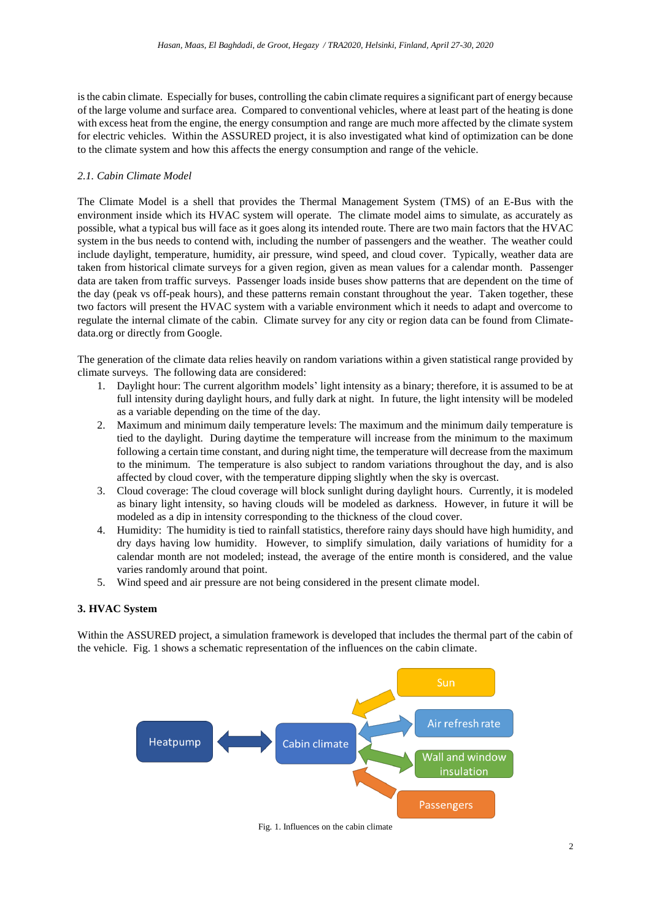is the cabin climate. Especially for buses, controlling the cabin climate requires a significant part of energy because of the large volume and surface area. Compared to conventional vehicles, where at least part of the heating is done with excess heat from the engine, the energy consumption and range are much more affected by the climate system for electric vehicles. Within the ASSURED project, it is also investigated what kind of optimization can be done to the climate system and how this affects the energy consumption and range of the vehicle.

### *2.1. Cabin Climate Model*

The Climate Model is a shell that provides the Thermal Management System (TMS) of an E-Bus with the environment inside which its HVAC system will operate. The climate model aims to simulate, as accurately as possible, what a typical bus will face as it goes along its intended route. There are two main factors that the HVAC system in the bus needs to contend with, including the number of passengers and the weather. The weather could include daylight, temperature, humidity, air pressure, wind speed, and cloud cover. Typically, weather data are taken from historical climate surveys for a given region, given as mean values for a calendar month. Passenger data are taken from traffic surveys. Passenger loads inside buses show patterns that are dependent on the time of the day (peak vs off-peak hours), and these patterns remain constant throughout the year. Taken together, these two factors will present the HVAC system with a variable environment which it needs to adapt and overcome to regulate the internal climate of the cabin. Climate survey for any city or region data can be found from Climate-data.org or directly from Google.

The generation of the climate data relies heavily on random variations within a given statistical range provided by climate surveys. The following data are considered:

1. Daylight hour: The current algorithm models' light intensity as a binary; therefore, it is assumed to be at full intensity during daylight hours, and fully dark at night. In future, the light intensity will be modeled as a variable depending on the time of the day.
2. Maximum and minimum daily temperature levels: The maximum and the minimum daily temperature is tied to the daylight. During daytime the temperature will increase from the minimum to the maximum following a certain time constant, and during night time, the temperature will decrease from the maximum to the minimum. The temperature is also subject to random variations throughout the day, and is also affected by cloud cover, with the temperature dipping slightly when the sky is overcast.
3. Cloud coverage: The cloud coverage will block sunlight during daylight hours. Currently, it is modeled as binary light intensity, so having clouds will be modeled as darkness. However, in future it will be modeled as a dip in intensity corresponding to the thickness of the cloud cover.
4. Humidity: The humidity is tied to rainfall statistics, therefore rainy days should have high humidity, and dry days having low humidity. However, to simplify simulation, daily variations of humidity for a calendar month are not modeled; instead, the average of the entire month is considered, and the value varies randomly around that point.
5. Wind speed and air pressure are not being considered in the present climate model.

## 3. HVAC System

Within the ASSURED project, a simulation framework is developed that includes the thermal part of the cabin of the vehicle. Fig. 1 shows a schematic representation of the influences on the cabin climate.

Fig. 1. Influences on the cabin climate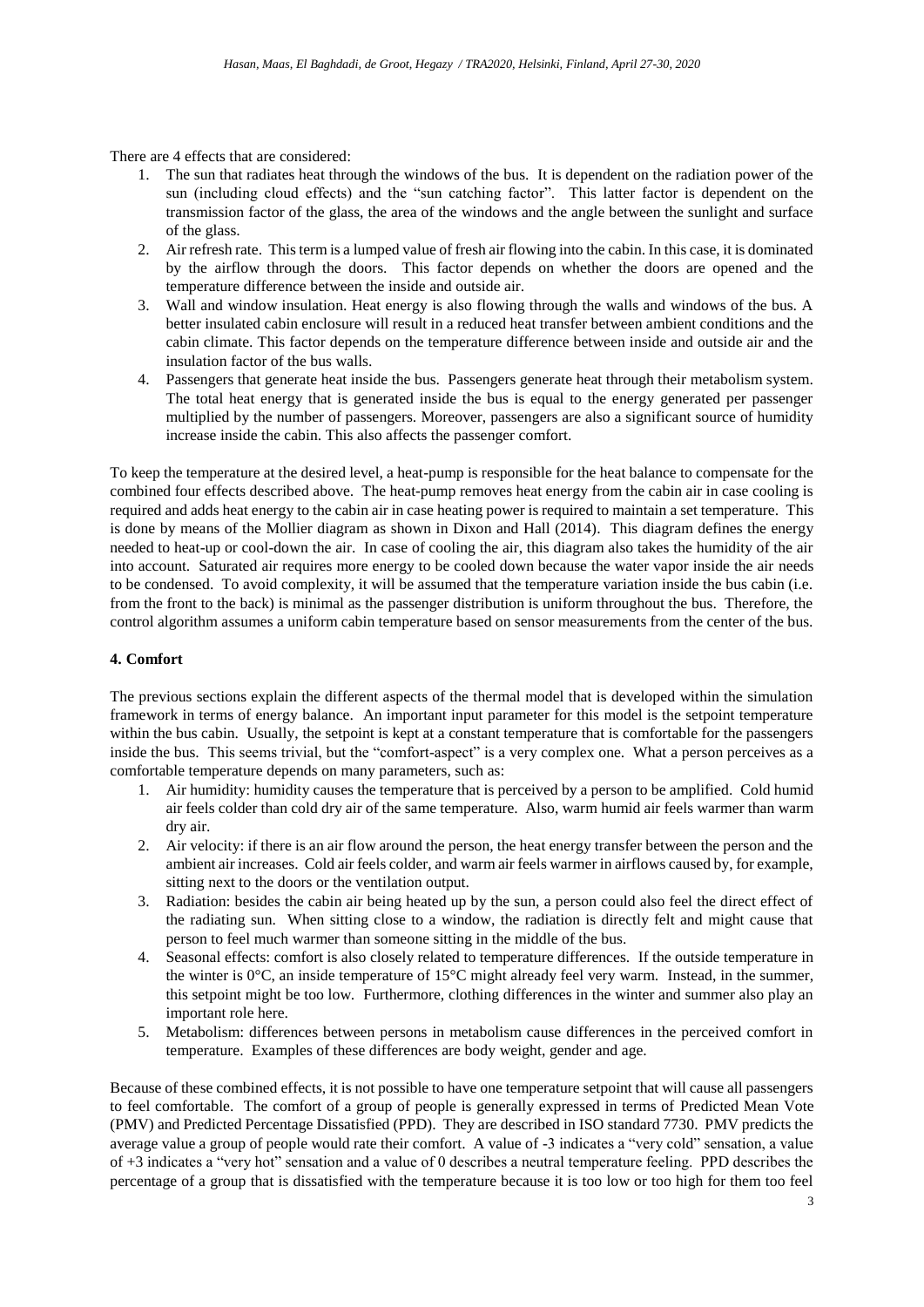There are 4 effects that are considered:

1. The sun that radiates heat through the windows of the bus. It is dependent on the radiation power of the sun (including cloud effects) and the "sun catching factor". This latter factor is dependent on the transmission factor of the glass, the area of the windows and the angle between the sunlight and surface of the glass.
2. Air refresh rate. This term is a lumped value of fresh air flowing into the cabin. In this case, it is dominated by the airflow through the doors. This factor depends on whether the doors are opened and the temperature difference between the inside and outside air.
3. Wall and window insulation. Heat energy is also flowing through the walls and windows of the bus. A better insulated cabin enclosure will result in a reduced heat transfer between ambient conditions and the cabin climate. This factor depends on the temperature difference between inside and outside air and the insulation factor of the bus walls.
4. Passengers that generate heat inside the bus. Passengers generate heat through their metabolism system. The total heat energy that is generated inside the bus is equal to the energy generated per passenger multiplied by the number of passengers. Moreover, passengers are also a significant source of humidity increase inside the cabin. This also affects the passenger comfort.

To keep the temperature at the desired level, a heat-pump is responsible for the heat balance to compensate for the combined four effects described above. The heat-pump removes heat energy from the cabin air in case cooling is required and adds heat energy to the cabin air in case heating power is required to maintain a set temperature. This is done by means of the Mollier diagram as shown in Dixon and Hall (2014). This diagram defines the energy needed to heat-up or cool-down the air. In case of cooling the air, this diagram also takes the humidity of the air into account. Saturated air requires more energy to be cooled down because the water vapor inside the air needs to be condensed. To avoid complexity, it will be assumed that the temperature variation inside the bus cabin (i.e. from the front to the back) is minimal as the passenger distribution is uniform throughout the bus. Therefore, the control algorithm assumes a uniform cabin temperature based on sensor measurements from the center of the bus.

## 4. Comfort

The previous sections explain the different aspects of the thermal model that is developed within the simulation framework in terms of energy balance. An important input parameter for this model is the setpoint temperature within the bus cabin. Usually, the setpoint is kept at a constant temperature that is comfortable for the passengers inside the bus. This seems trivial, but the "comfort-aspect" is a very complex one. What a person perceives as a comfortable temperature depends on many parameters, such as:

1. Air humidity: humidity causes the temperature that is perceived by a person to be amplified. Cold humid air feels colder than cold dry air of the same temperature. Also, warm humid air feels warmer than warm dry air.
2. Air velocity: if there is an air flow around the person, the heat energy transfer between the person and the ambient air increases. Cold air feels colder, and warm air feels warmer in airflows caused by, for example, sitting next to the doors or the ventilation output.
3. Radiation: besides the cabin air being heated up by the sun, a person could also feel the direct effect of the radiating sun. When sitting close to a window, the radiation is directly felt and might cause that person to feel much warmer than someone sitting in the middle of the bus.
4. Seasonal effects: comfort is also closely related to temperature differences. If the outside temperature in the winter is 0°C, an inside temperature of 15°C might already feel very warm. Instead, in the summer, this setpoint might be too low. Furthermore, clothing differences in the winter and summer also play an important role here.
5. Metabolism: differences between persons in metabolism cause differences in the perceived comfort in temperature. Examples of these differences are body weight, gender and age.

Because of these combined effects, it is not possible to have one temperature setpoint that will cause all passengers to feel comfortable. The comfort of a group of people is generally expressed in terms of Predicted Mean Vote (PMV) and Predicted Percentage Dissatisfied (PPD). They are described in ISO standard 7730. PMV predicts the average value a group of people would rate their comfort. A value of -3 indicates a "very cold" sensation, a value of +3 indicates a "very hot" sensation and a value of 0 describes a neutral temperature feeling. PPD describes the percentage of a group that is dissatisfied with the temperature because it is too low or too high for them too feel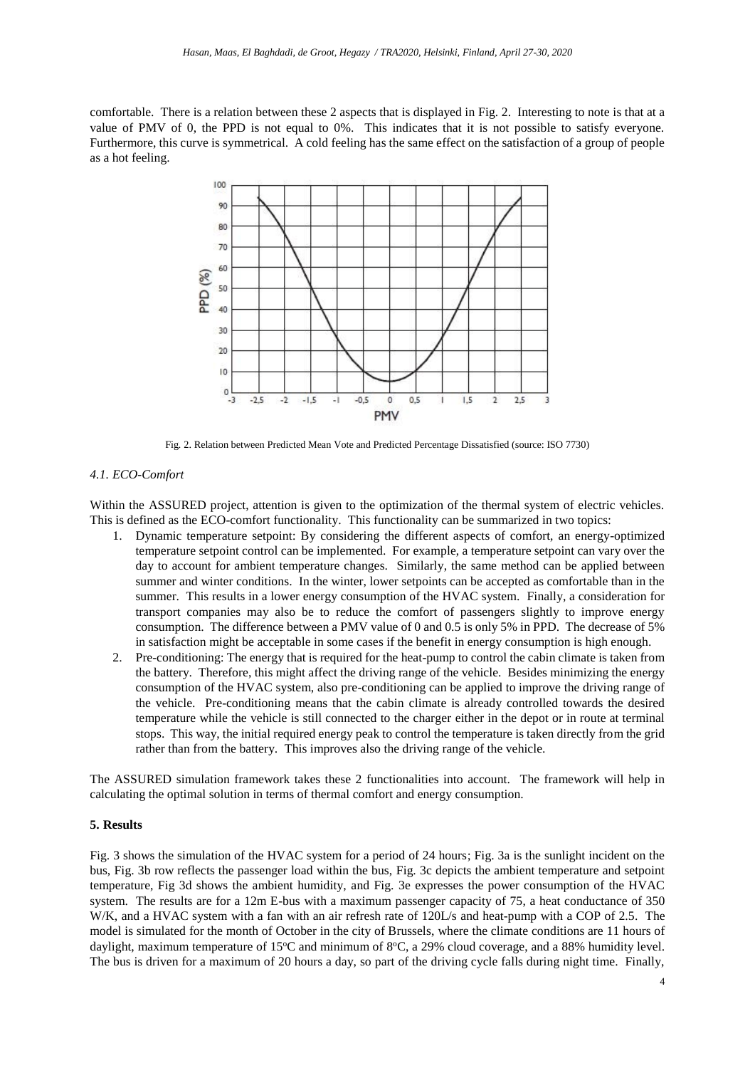comfortable. There is a relation between these 2 aspects that is displayed in Fig. 2. Interesting to note is that at a value of PMV of 0, the PPD is not equal to 0%. This indicates that it is not possible to satisfy everyone. Furthermore, this curve is symmetrical. A cold feeling has the same effect on the satisfaction of a group of people as a hot feeling.

Fig. 2. Relation between Predicted Mean Vote and Predicted Percentage Dissatisfied (source: ISO 7730)

### *4.1. ECO-Comfort*

Within the ASSURED project, attention is given to the optimization of the thermal system of electric vehicles. This is defined as the ECO-comfort functionality. This functionality can be summarized in two topics:

1. Dynamic temperature setpoint: By considering the different aspects of comfort, an energy-optimized temperature setpoint control can be implemented. For example, a temperature setpoint can vary over the day to account for ambient temperature changes. Similarly, the same method can be applied between summer and winter conditions. In the winter, lower setpoints can be accepted as comfortable than in the summer. This results in a lower energy consumption of the HVAC system. Finally, a consideration for transport companies may also be to reduce the comfort of passengers slightly to improve energy consumption. The difference between a PMV value of 0 and 0.5 is only 5% in PPD. The decrease of 5% in satisfaction might be acceptable in some cases if the benefit in energy consumption is high enough.
2. Pre-conditioning: The energy that is required for the heat-pump to control the cabin climate is taken from the battery. Therefore, this might affect the driving range of the vehicle. Besides minimizing the energy consumption of the HVAC system, also pre-conditioning can be applied to improve the driving range of the vehicle. Pre-conditioning means that the cabin climate is already controlled towards the desired temperature while the vehicle is still connected to the charger either in the depot or in route at terminal stops. This way, the initial required energy peak to control the temperature is taken directly from the grid rather than from the battery. This improves also the driving range of the vehicle.

The ASSURED simulation framework takes these 2 functionalities into account. The framework will help in calculating the optimal solution in terms of thermal comfort and energy consumption.

## 5. Results

Fig. 3 shows the simulation of the HVAC system for a period of 24 hours; Fig. 3a is the sunlight incident on the bus, Fig. 3b row reflects the passenger load within the bus, Fig. 3c depicts the ambient temperature and setpoint temperature, Fig 3d shows the ambient humidity, and Fig. 3e expresses the power consumption of the HVAC system. The results are for a 12m E-bus with a maximum passenger capacity of 75, a heat conductance of 350 W/K, and a HVAC system with a fan with an air refresh rate of 120L/s and heat-pump with a COP of 2.5. The model is simulated for the month of October in the city of Brussels, where the climate conditions are 11 hours of daylight, maximum temperature of 15°C and minimum of 8°C, a 29% cloud coverage, and a 88% humidity level. The bus is driven for a maximum of 20 hours a day, so part of the driving cycle falls during night time. Finally,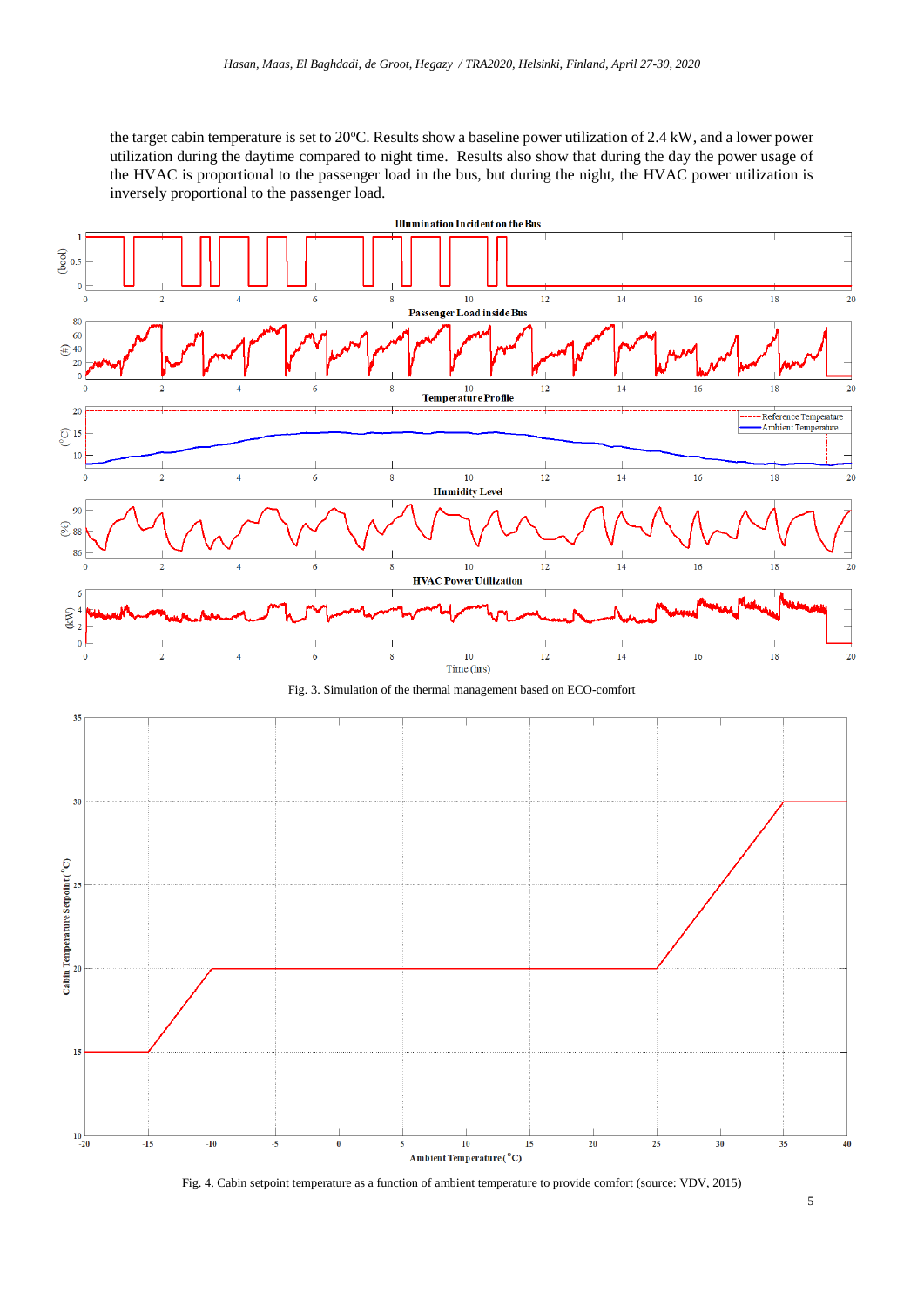the target cabin temperature is set to 20°C. Results show a baseline power utilization of 2.4 kW, and a lower power utilization during the daytime compared to night time. Results also show that during the day the power usage of the HVAC is proportional to the passenger load in the bus, but during the night, the HVAC power utilization is inversely proportional to the passenger load.

Fig. 3. Simulation of the thermal management based on ECO-comfort

Fig. 4. Cabin setpoint temperature as a function of ambient temperature to provide comfort (source: VDV, 2015)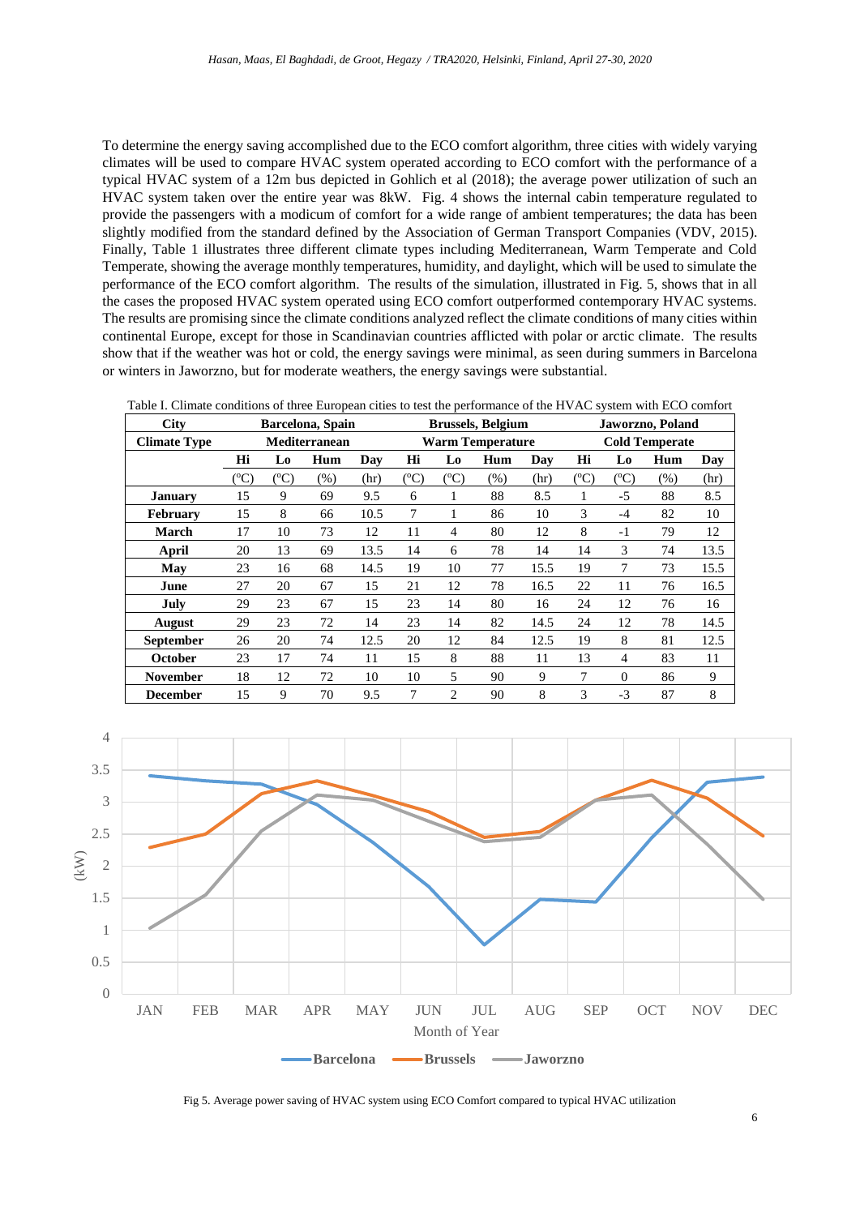To determine the energy saving accomplished due to the ECO comfort algorithm, three cities with widely varying climates will be used to compare HVAC system operated according to ECO comfort with the performance of a typical HVAC system of a 12m bus depicted in Gohlich et al (2018); the average power utilization of such an HVAC system taken over the entire year was 8kW. Fig. 4 shows the internal cabin temperature regulated to provide the passengers with a modicum of comfort for a wide range of ambient temperatures; the data has been slightly modified from the standard defined by the Association of German Transport Companies (VDV, 2015). Finally, Table 1 illustrates three different climate types including Mediterranean, Warm Temperate and Cold Temperate, showing the average monthly temperatures, humidity, and daylight, which will be used to simulate the performance of the ECO comfort algorithm. The results of the simulation, illustrated in Fig. 5, shows that in all the cases the proposed HVAC system operated using ECO comfort outperformed contemporary HVAC systems. The results are promising since the climate conditions analyzed reflect the climate conditions of many cities within continental Europe, except for those in Scandinavian countries afflicted with polar or arctic climate. The results show that if the weather was hot or cold, the energy savings were minimal, as seen during summers in Barcelona or winters in Jaworzno, but for moderate weathers, the energy savings were substantial.

Table I. Climate conditions of three European cities to test the performance of the HVAC system with ECO comfort

| City | Barcelona, Spain | | | | Brussels, Belgium | | | | Jaworzno, Poland | | | |
|---|---|---|---|---|---|---|---|---|---|---|---|---|
| **Climate Type** | **Mediterranean** | | | | **Warm Temperate** | | | | **Cold Temperate** | | | |
| | **Hi** | **Lo** | **Hum** | **Day** | **Hi** | **Lo** | **Hum** | **Day** | **Hi** | **Lo** | **Hum** | **Day** |
| | (°C) | (°C) | (%) | (hr) | (°C) | (°C) | (%) | (hr) | (°C) | (°C) | (%) | (hr) |
| **January** | 15 | 9 | 69 | 9.5 | 6 | 1 | 88 | 8.5 | 1 | -5 | 88 | 8.5 |
| **February** | 15 | 8 | 66 | 10.5 | 7 | 1 | 86 | 10 | 3 | -4 | 82 | 10 |
| **March** | 17 | 10 | 73 | 12 | 11 | 4 | 80 | 12 | 8 | -1 | 79 | 12 |
| **April** | 20 | 13 | 69 | 13.5 | 14 | 6 | 78 | 14 | 14 | 3 | 74 | 13.5 |
| **May** | 23 | 16 | 68 | 14.5 | 19 | 10 | 77 | 15.5 | 19 | 7 | 73 | 15.5 |
| **June** | 27 | 20 | 67 | 15 | 21 | 12 | 78 | 16.5 | 22 | 11 | 76 | 16.5 |
| **July** | 29 | 23 | 67 | 15 | 23 | 14 | 80 | 16 | 24 | 12 | 76 | 16 |
| **August** | 29 | 23 | 72 | 14 | 23 | 14 | 82 | 14.5 | 24 | 12 | 78 | 14.5 |
| **September** | 26 | 20 | 74 | 12.5 | 20 | 12 | 84 | 12.5 | 19 | 8 | 81 | 12.5 |
| **October** | 23 | 17 | 74 | 11 | 15 | 8 | 88 | 11 | 13 | 4 | 83 | 11 |
| **November** | 18 | 12 | 72 | 10 | 10 | 5 | 90 | 9 | 7 | 0 | 86 | 9 |
| **December** | 15 | 9 | 70 | 9.5 | 7 | 2 | 90 | 8 | 3 | -3 | 87 | 8 |

Fig 5. Average power saving of HVAC system using ECO Comfort compared to typical HVAC utilization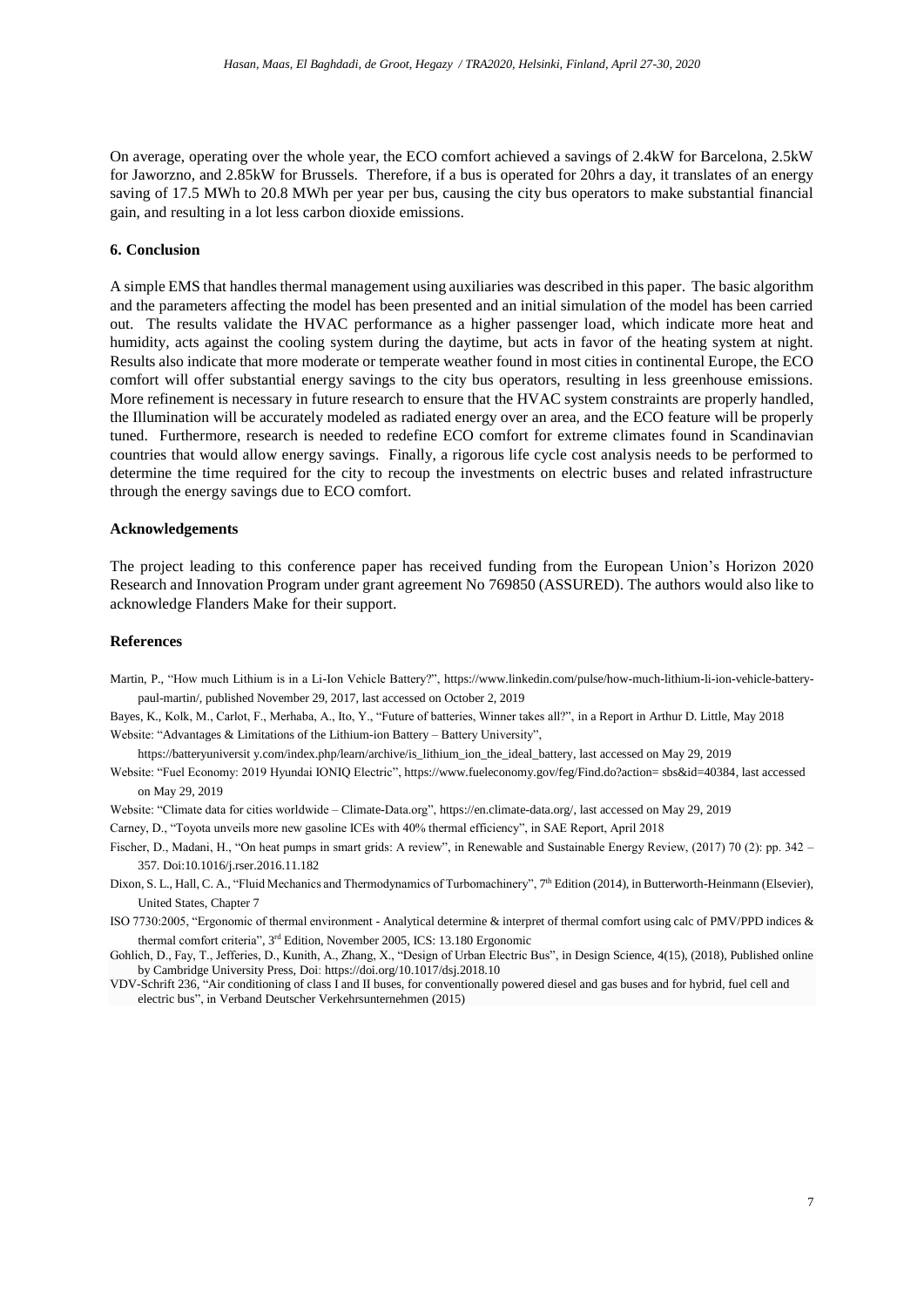On average, operating over the whole year, the ECO comfort achieved a savings of 2.4kW for Barcelona, 2.5kW for Jaworzno, and 2.85kW for Brussels. Therefore, if a bus is operated for 20hrs a day, it translates of an energy saving of 17.5 MWh to 20.8 MWh per year per bus, causing the city bus operators to make substantial financial gain, and resulting in a lot less carbon dioxide emissions.

## 6. Conclusion

A simple EMS that handles thermal management using auxiliaries was described in this paper. The basic algorithm and the parameters affecting the model has been presented and an initial simulation of the model has been carried out. The results validate the HVAC performance as a higher passenger load, which indicate more heat and humidity, acts against the cooling system during the daytime, but acts in favor of the heating system at night. Results also indicate that more moderate or temperate weather found in most cities in continental Europe, the ECO comfort will offer substantial energy savings to the city bus operators, resulting in less greenhouse emissions. More refinement is necessary in future research to ensure that the HVAC system constraints are properly handled, the Illumination will be accurately modeled as radiated energy over an area, and the ECO feature will be properly tuned. Furthermore, research is needed to redefine ECO comfort for extreme climates found in Scandinavian countries that would allow energy savings. Finally, a rigorous life cycle cost analysis needs to be performed to determine the time required for the city to recoup the investments on electric buses and related infrastructure through the energy savings due to ECO comfort.

## Acknowledgements

The project leading to this conference paper has received funding from the European Union's Horizon 2020 Research and Innovation Program under grant agreement No 769850 (ASSURED). The authors would also like to acknowledge Flanders Make for their support.

## References

Martin, P., "How much Lithium is in a Li-Ion Vehicle Battery?", https://www.linkedin.com/pulse/how-much-lithium-li-ion-vehicle-battery-paul-martin/, published November 29, 2017, last accessed on October 2, 2019

Bayes, K., Kolk, M., Carlot, F., Merhaba, A., Ito, Y., "Future of batteries, Winner takes all?", in a Report in Arthur D. Little, May 2018

Website: "Advantages & Limitations of the Lithium-ion Battery – Battery University", https://batteryuniversit y.com/index.php/learn/archive/is_lithium_ion_the_ideal_battery, last accessed on May 29, 2019

Website: "Fuel Economy: 2019 Hyundai IONIQ Electric", https://www.fueleconomy.gov/feg/Find.do?action= sbs&id=40384, last accessed on May 29, 2019

Website: "Climate data for cities worldwide – Climate-Data.org", https://en.climate-data.org/, last accessed on May 29, 2019

Carney, D., "Toyota unveils more new gasoline ICEs with 40% thermal efficiency", in SAE Report, April 2018

Fischer, D., Madani, H., "On heat pumps in smart grids: A review", in Renewable and Sustainable Energy Review, (2017) 70 (2): pp. 342 – 357. Doi:10.1016/j.rser.2016.11.182

Dixon, S. L., Hall, C. A., "Fluid Mechanics and Thermodynamics of Turbomachinery", 7th Edition (2014), in Butterworth-Heinmann (Elsevier), United States, Chapter 7

ISO 7730:2005, "Ergonomic of thermal environment - Analytical determine & interpret of thermal comfort using calc of PMV/PPD indices & thermal comfort criteria", 3rd Edition, November 2005, ICS: 13.180 Ergonomic

Gohlich, D., Fay, T., Jefferies, D., Kunith, A., Zhang, X., "Design of Urban Electric Bus", in Design Science, 4(15), (2018), Published online by Cambridge University Press, Doi: https://doi.org/10.1017/dsj.2018.10

VDV-Schrift 236, "Air conditioning of class I and II buses, for conventionally powered diesel and gas buses and for hybrid, fuel cell and electric bus", in Verband Deutscher Verkehrsunternehmen (2015)